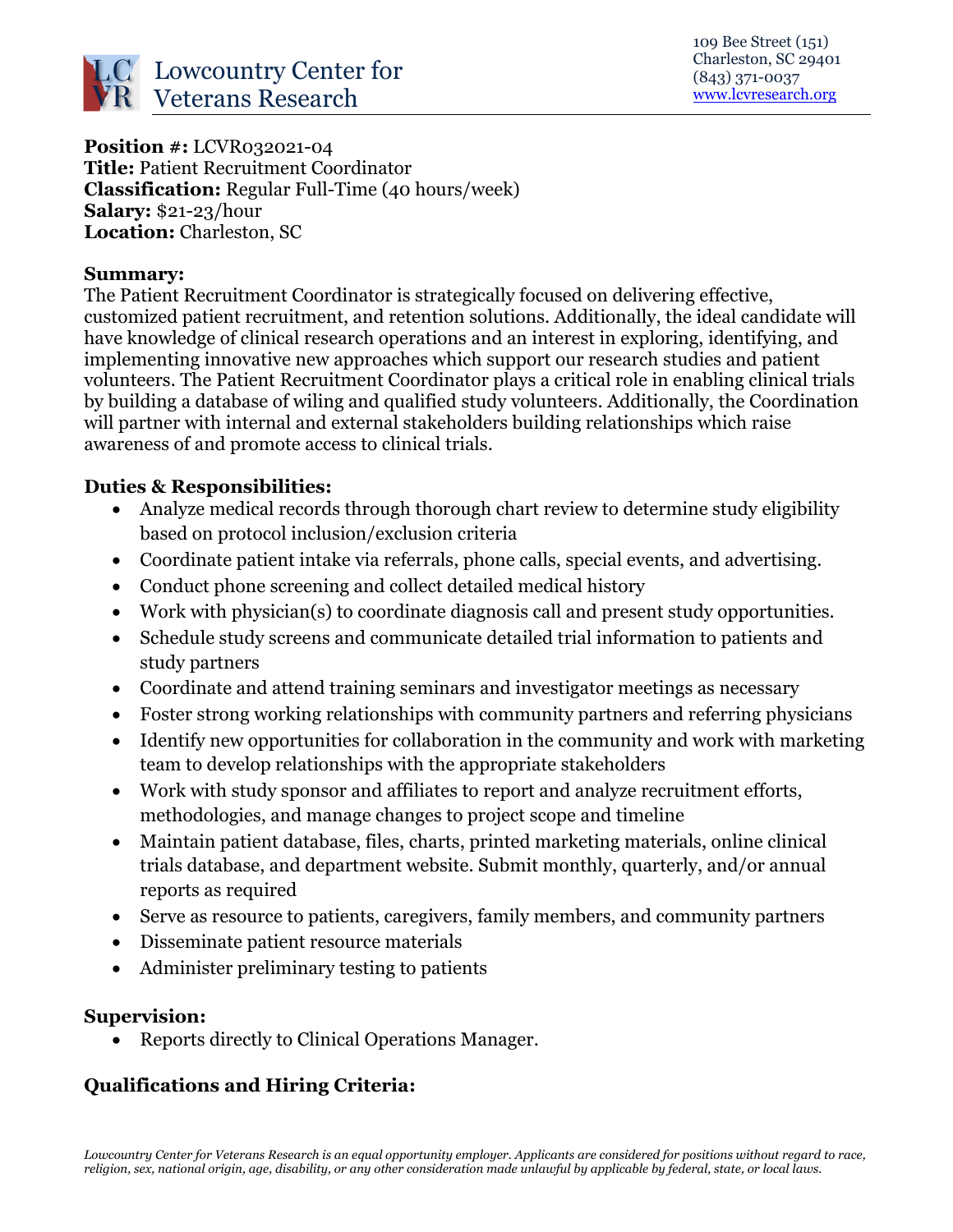# Lowcountry Center for Veterans Research

109 Bee Street (151)
Charleston, SC 29401
(843) 371-0037
www.lcvresearch.org

**Position #:** LCVR032021-04
**Title:** Patient Recruitment Coordinator
**Classification:** Regular Full-Time (40 hours/week)
**Salary:** $21-23/hour
**Location:** Charleston, SC

**Summary:**
The Patient Recruitment Coordinator is strategically focused on delivering effective, customized patient recruitment, and retention solutions. Additionally, the ideal candidate will have knowledge of clinical research operations and an interest in exploring, identifying, and implementing innovative new approaches which support our research studies and patient volunteers. The Patient Recruitment Coordinator plays a critical role in enabling clinical trials by building a database of wiling and qualified study volunteers. Additionally, the Coordination will partner with internal and external stakeholders building relationships which raise awareness of and promote access to clinical trials.

**Duties & Responsibilities:**

- Analyze medical records through thorough chart review to determine study eligibility based on protocol inclusion/exclusion criteria
- Coordinate patient intake via referrals, phone calls, special events, and advertising.
- Conduct phone screening and collect detailed medical history
- Work with physician(s) to coordinate diagnosis call and present study opportunities.
- Schedule study screens and communicate detailed trial information to patients and study partners
- Coordinate and attend training seminars and investigator meetings as necessary
- Foster strong working relationships with community partners and referring physicians
- Identify new opportunities for collaboration in the community and work with marketing team to develop relationships with the appropriate stakeholders
- Work with study sponsor and affiliates to report and analyze recruitment efforts, methodologies, and manage changes to project scope and timeline
- Maintain patient database, files, charts, printed marketing materials, online clinical trials database, and department website. Submit monthly, quarterly, and/or annual reports as required
- Serve as resource to patients, caregivers, family members, and community partners
- Disseminate patient resource materials
- Administer preliminary testing to patients

**Supervision:**

- Reports directly to Clinical Operations Manager.

**Qualifications and Hiring Criteria:**

*Lowcountry Center for Veterans Research is an equal opportunity employer. Applicants are considered for positions without regard to race, religion, sex, national origin, age, disability, or any other consideration made unlawful by applicable by federal, state, or local laws.*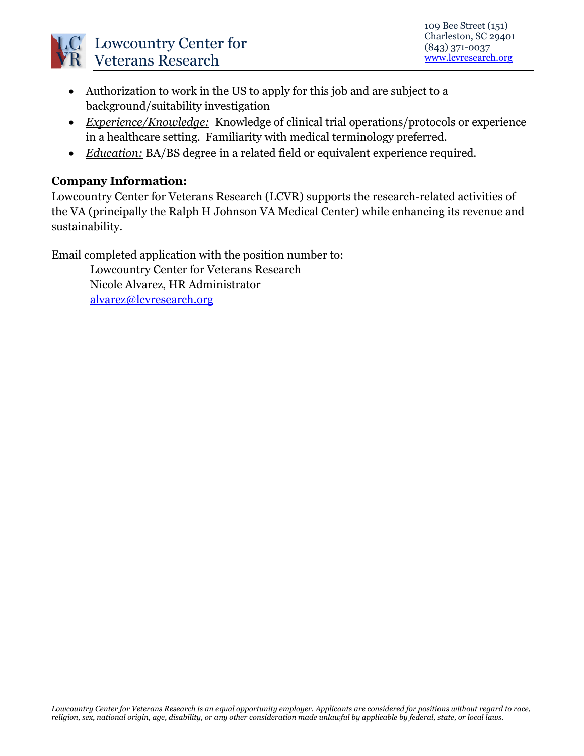- Authorization to work in the US to apply for this job and are subject to a background/suitability investigation
- *Experience/Knowledge:* Knowledge of clinical trial operations/protocols or experience in a healthcare setting. Familiarity with medical terminology preferred.
- *Education:* BA/BS degree in a related field or equivalent experience required.

**Company Information:**

Lowcountry Center for Veterans Research (LCVR) supports the research-related activities of the VA (principally the Ralph H Johnson VA Medical Center) while enhancing its revenue and sustainability.

Email completed application with the position number to:

Lowcountry Center for Veterans Research
Nicole Alvarez, HR Administrator
alvarez@lcvresearch.org

*Lowcountry Center for Veterans Research is an equal opportunity employer. Applicants are considered for positions without regard to race, religion, sex, national origin, age, disability, or any other consideration made unlawful by applicable by federal, state, or local laws.*